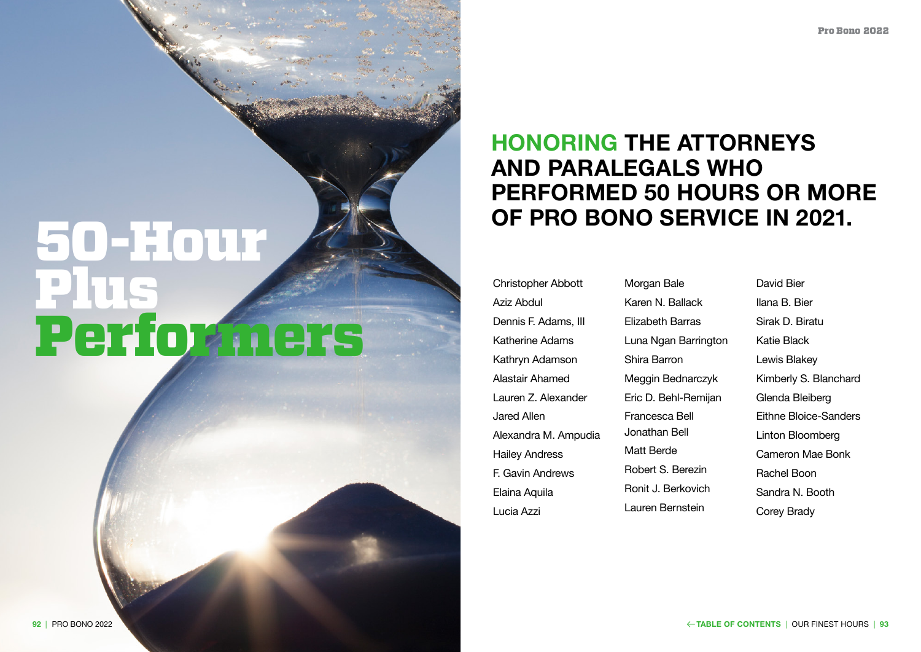# 50-Hour Plus Performers

## HONORING THE ATTORNEYS AND PARALEGALS WHO PERFORMED 50 HOURS OR MORE OF PRO BONO SERVICE IN 2021.

Christopher Abbott
Aziz Abdul
Dennis F. Adams, III
Katherine Adams
Kathryn Adamson
Alastair Ahamed
Lauren Z. Alexander
Jared Allen
Alexandra M. Ampudia
Hailey Andress
F. Gavin Andrews
Elaina Aquila
Lucia Azzi
Morgan Bale
Karen N. Ballack
Elizabeth Barras
Luna Ngan Barrington
Shira Barron
Meggin Bednarczyk
Eric D. Behl-Remijan
Francesca Bell
Jonathan Bell
Matt Berde
Robert S. Berezin
Ronit J. Berkovich
Lauren Bernstein
David Bier
Ilana B. Bier
Sirak D. Biratu
Katie Black
Lewis Blakey
Kimberly S. Blanchard
Glenda Bleiberg
Eithne Bloice-Sanders
Linton Bloomberg
Cameron Mae Bonk
Rachel Boon
Sandra N. Booth
Corey Brady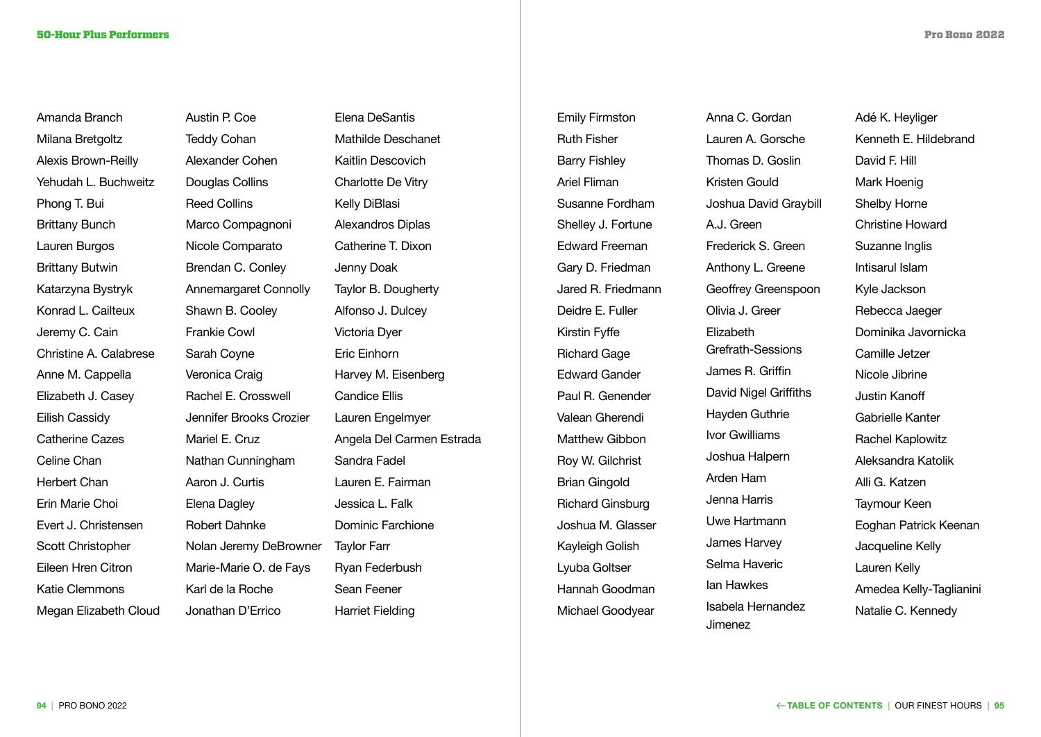Amanda Branch
Milana Bretgoltz
Alexis Brown-Reilly
Yehudah L. Buchweitz
Phong T. Bui
Brittany Bunch
Lauren Burgos
Brittany Butwin
Katarzyna Bystryk
Konrad L. Cailteux
Jeremy C. Cain
Christine A. Calabrese
Anne M. Cappella
Elizabeth J. Casey
Eilish Cassidy
Catherine Cazes
Celine Chan
Herbert Chan
Erin Marie Choi
Evert J. Christensen
Scott Christopher
Eileen Hren Citron
Katie Clemmons
Megan Elizabeth Cloud

Austin P. Coe
Teddy Cohan
Alexander Cohen
Douglas Collins
Reed Collins
Marco Compagnoni
Nicole Comparato
Brendan C. Conley
Annemargaret Connolly
Shawn B. Cooley
Frankie Cowl
Sarah Coyne
Veronica Craig
Rachel E. Crosswell
Jennifer Brooks Crozier
Mariel E. Cruz
Nathan Cunningham
Aaron J. Curtis
Elena Dagley
Robert Dahnke
Nolan Jeremy DeBrowner
Marie-Marie O. de Fays
Karl de la Roche
Jonathan D'Errico

Elena DeSantis
Mathilde Deschanet
Kaitlin Descovich
Charlotte De Vitry
Kelly DiBlasi
Alexandros Diplas
Catherine T. Dixon
Jenny Doak
Taylor B. Dougherty
Alfonso J. Dulcey
Victoria Dyer
Eric Einhorn
Harvey M. Eisenberg
Candice Ellis
Lauren Engelmyer
Angela Del Carmen Estrada
Sandra Fadel
Lauren E. Fairman
Jessica L. Falk
Dominic Farchione
Taylor Farr
Ryan Federbush
Sean Feener
Harriet Fielding

Emily Firmston
Ruth Fisher
Barry Fishley
Ariel Fliman
Susanne Fordham
Shelley J. Fortune
Edward Freeman
Gary D. Friedman
Jared R. Friedmann
Deidre E. Fuller
Kirstin Fyffe
Richard Gage
Edward Gander
Paul R. Genender
Valean Gherendi
Matthew Gibbon
Roy W. Gilchrist
Brian Gingold
Richard Ginsburg
Joshua M. Glasser
Kayleigh Golish
Lyuba Goltser
Hannah Goodman
Michael Goodyear

Anna C. Gordan
Lauren A. Gorsche
Thomas D. Goslin
Kristen Gould
Joshua David Graybill
A.J. Green
Frederick S. Green
Anthony L. Greene
Geoffrey Greenspoon
Olivia J. Greer
Elizabeth Grefrath-Sessions
James R. Griffin
David Nigel Griffiths
Hayden Guthrie
Ivor Gwilliams
Joshua Halpern
Arden Ham
Jenna Harris
Uwe Hartmann
James Harvey
Selma Haveric
Ian Hawkes
Isabela Hernandez Jimenez

Adé K. Heyliger
Kenneth E. Hildebrand
David F. Hill
Mark Hoenig
Shelby Horne
Christine Howard
Suzanne Inglis
Intisarul Islam
Kyle Jackson
Rebecca Jaeger
Dominika Javornicka
Camille Jetzer
Nicole Jibrine
Justin Kanoff
Gabrielle Kanter
Rachel Kaplowitz
Aleksandra Katolik
Alli G. Katzen
Taymour Keen
Eoghan Patrick Keenan
Jacqueline Kelly
Lauren Kelly
Amedea Kelly-Taglianini
Natalie C. Kennedy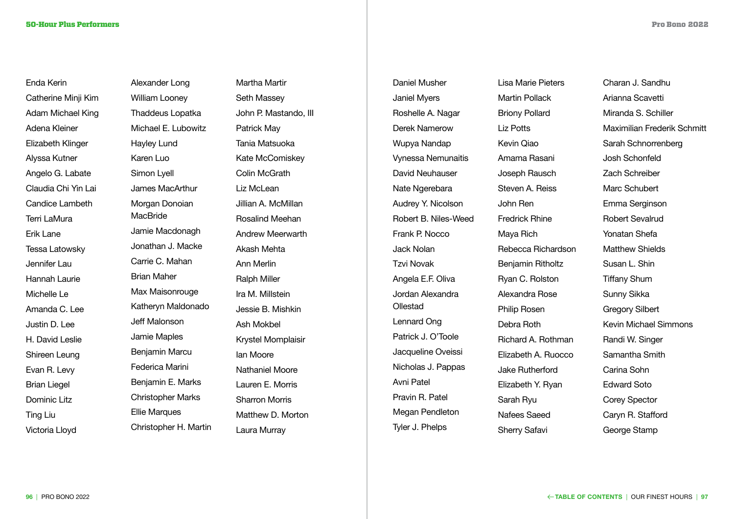## 50-Hour Plus Performers

Enda Kerin
Catherine Minji Kim
Adam Michael King
Adena Kleiner
Elizabeth Klinger
Alyssa Kutner
Angelo G. Labate
Claudia Chi Yin Lai
Candice Lambeth
Terri LaMura
Erik Lane
Tessa Latowsky
Jennifer Lau
Hannah Laurie
Michelle Le
Amanda C. Lee
Justin D. Lee
H. David Leslie
Shireen Leung
Evan R. Levy
Brian Liegel
Dominic Litz
Ting Liu
Victoria Lloyd

Alexander Long
William Looney
Thaddeus Lopatka
Michael E. Lubowitz
Hayley Lund
Karen Luo
Simon Lyell
James MacArthur
Morgan Donoian MacBride
Jamie Macdonagh
Jonathan J. Macke
Carrie C. Mahan
Brian Maher
Max Maisonrouge
Katheryn Maldonado
Jeff Malonson
Jamie Maples
Benjamin Marcu
Federica Marini
Benjamin E. Marks
Christopher Marks
Ellie Marques
Christopher H. Martin

Martha Martir
Seth Massey
John P. Mastando, III
Patrick May
Tania Matsuoka
Kate McComiskey
Colin McGrath
Liz McLean
Jillian A. McMillan
Rosalind Meehan
Andrew Meerwarth
Akash Mehta
Ann Merlin
Ralph Miller
Ira M. Millstein
Jessie B. Mishkin
Ash Mokbel
Krystel Momplaisir
Ian Moore
Nathaniel Moore
Lauren E. Morris
Sharron Morris
Matthew D. Morton
Laura Murray

Daniel Musher
Janiel Myers
Roshelle A. Nagar
Derek Namerow
Wupya Nandap
Vynessa Nemunaitis
David Neuhauser
Nate Ngerebara
Audrey Y. Nicolson
Robert B. Niles-Weed
Frank P. Nocco
Jack Nolan
Tzvi Novak
Angela E.F. Oliva
Jordan Alexandra Ollestad
Lennard Ong
Patrick J. O'Toole
Jacqueline Oveissi
Nicholas J. Pappas
Avni Patel
Pravin R. Patel
Megan Pendleton
Tyler J. Phelps

Lisa Marie Pieters
Martin Pollack
Briony Pollard
Liz Potts
Kevin Qiao
Amama Rasani
Joseph Rausch
Steven A. Reiss
John Ren
Fredrick Rhine
Maya Rich
Rebecca Richardson
Benjamin Ritholtz
Ryan C. Rolston
Alexandra Rose
Philip Rosen
Debra Roth
Richard A. Rothman
Elizabeth A. Ruocco
Jake Rutherford
Elizabeth Y. Ryan
Sarah Ryu
Nafees Saeed
Sherry Safavi

Charan J. Sandhu
Arianna Scavetti
Miranda S. Schiller
Maximilian Frederik Schmitt
Sarah Schnorrenberg
Josh Schonfeld
Zach Schreiber
Marc Schubert
Emma Serginson
Robert Sevalrud
Yonatan Shefa
Matthew Shields
Susan L. Shin
Tiffany Shum
Sunny Sikka
Gregory Silbert
Kevin Michael Simmons
Randi W. Singer
Samantha Smith
Carina Sohn
Edward Soto
Corey Spector
Caryn R. Stafford
George Stamp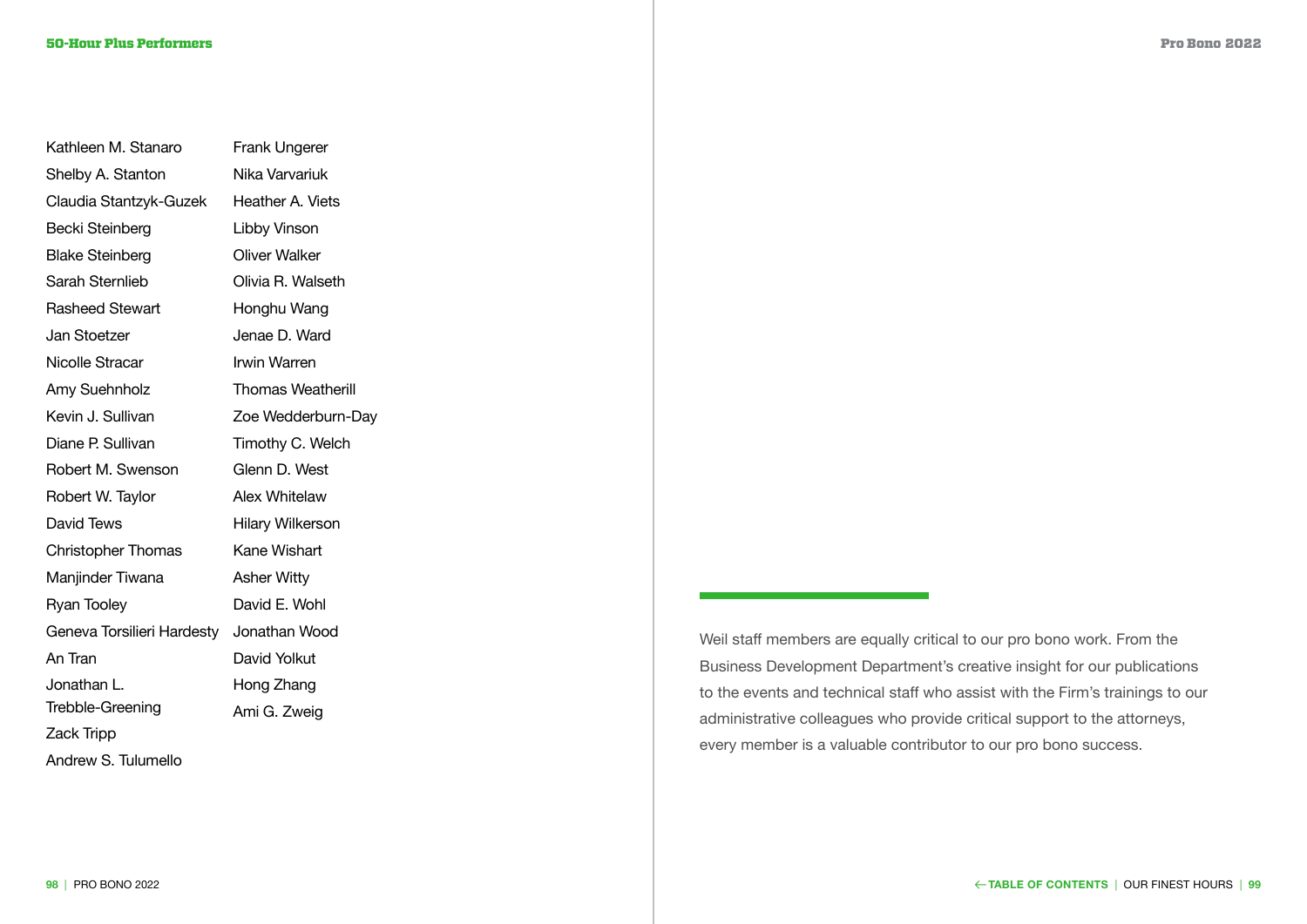## 50-Hour Plus Performers

Kathleen M. Stanaro
Shelby A. Stanton
Claudia Stantzyk-Guzek
Becki Steinberg
Blake Steinberg
Sarah Sternlieb
Rasheed Stewart
Jan Stoetzer
Nicolle Stracar
Amy Suehnholz
Kevin J. Sullivan
Diane P. Sullivan
Robert M. Swenson
Robert W. Taylor
David Tews
Christopher Thomas
Manjinder Tiwana
Ryan Tooley
Geneva Torsilieri Hardesty
An Tran
Jonathan L. Trebble-Greening
Zack Tripp
Andrew S. Tulumello
Frank Ungerer
Nika Varvariuk
Heather A. Viets
Libby Vinson
Oliver Walker
Olivia R. Walseth
Honghu Wang
Jenae D. Ward
Irwin Warren
Thomas Weatherill
Zoe Wedderburn-Day
Timothy C. Welch
Glenn D. West
Alex Whitelaw
Hilary Wilkerson
Kane Wishart
Asher Witty
David E. Wohl
Jonathan Wood
David Yolkut
Hong Zhang
Ami G. Zweig

Weil staff members are equally critical to our pro bono work. From the Business Development Department's creative insight for our publications to the events and technical staff who assist with the Firm's trainings to our administrative colleagues who provide critical support to the attorneys, every member is a valuable contributor to our pro bono success.